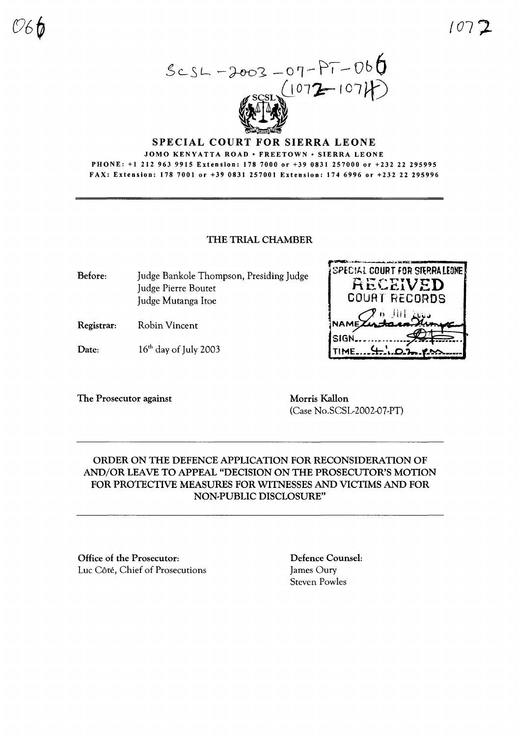SCSL-2003-07-PT-066
(1072-1074)

# SPECIAL COURT FOR SIERRA LEONE

JOMO KENYATTA ROAD • FREETOWN • SIERRA LEONE
PHONE: +1 212 963 9915 Extension: 178 7000 or +39 0831 257000 or +232 22 295995
FAX: Extension: 178 7001 or +39 0831 257001 Extension: 174 6996 or +232 22 295996

## THE TRIAL CHAMBER

SPECIAL COURT FOR SIERRA LEONE
RECEIVED
COURT RECORDS
16 JUL 2003
NAME ..................
SIGN ..................
TIME 4:02 pm

| | |
|---|---|
| Before: | Judge Bankole Thompson, Presiding Judge<br>Judge Pierre Boutet<br>Judge Mutanga Itoe |
| Registrar: | Robin Vincent |
| Date: | 16th day of July 2003 |

| | |
|---|---|
| **The Prosecutor against** | **Morris Kallon**<br>(Case No.SCSL-2002-07-PT) |

## ORDER ON THE DEFENCE APPLICATION FOR RECONSIDERATION OF AND/OR LEAVE TO APPEAL "DECISION ON THE PROSECUTOR'S MOTION FOR PROTECTIVE MEASURES FOR WITNESSES AND VICTIMS AND FOR NON-PUBLIC DISCLOSURE"

| | |
|---|---|
| **Office of the Prosecutor:**<br>Luc Côté, Chief of Prosecutions | **Defence Counsel:**<br>James Oury<br>Steven Powles |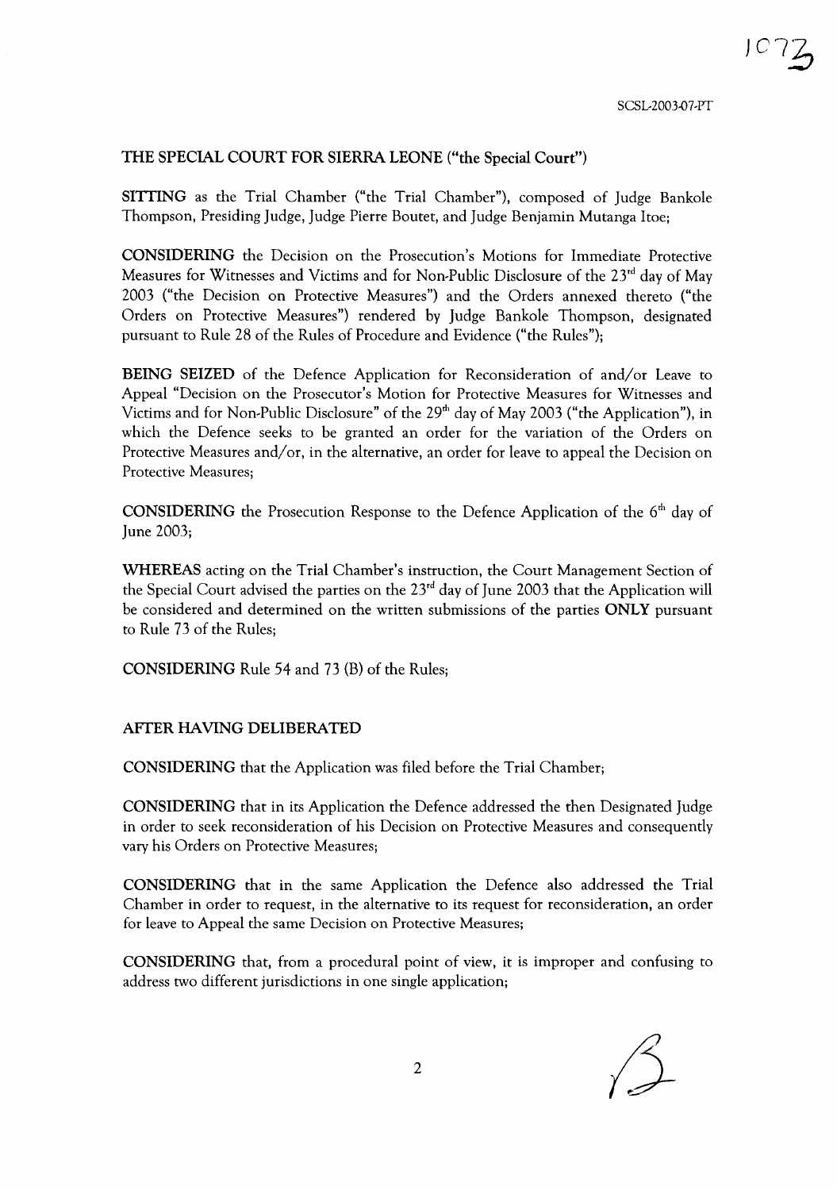**THE SPECIAL COURT FOR SIERRA LEONE ("the Special Court")**

**SITTING** as the Trial Chamber ("the Trial Chamber"), composed of Judge Bankole Thompson, Presiding Judge, Judge Pierre Boutet, and Judge Benjamin Mutanga Itoe;

**CONSIDERING** the Decision on the Prosecution's Motions for Immediate Protective Measures for Witnesses and Victims and for Non-Public Disclosure of the 23rd day of May 2003 ("the Decision on Protective Measures") and the Orders annexed thereto ("the Orders on Protective Measures") rendered by Judge Bankole Thompson, designated pursuant to Rule 28 of the Rules of Procedure and Evidence ("the Rules");

**BEING SEIZED** of the Defence Application for Reconsideration of and/or Leave to Appeal "Decision on the Prosecutor's Motion for Protective Measures for Witnesses and Victims and for Non-Public Disclosure" of the 29th day of May 2003 ("the Application"), in which the Defence seeks to be granted an order for the variation of the Orders on Protective Measures and/or, in the alternative, an order for leave to appeal the Decision on Protective Measures;

**CONSIDERING** the Prosecution Response to the Defence Application of the 6th day of June 2003;

**WHEREAS** acting on the Trial Chamber's instruction, the Court Management Section of the Special Court advised the parties on the 23rd day of June 2003 that the Application will be considered and determined on the written submissions of the parties **ONLY** pursuant to Rule 73 of the Rules;

**CONSIDERING** Rule 54 and 73 (B) of the Rules;

**AFTER HAVING DELIBERATED**

**CONSIDERING** that the Application was filed before the Trial Chamber;

**CONSIDERING** that in its Application the Defence addressed the then Designated Judge in order to seek reconsideration of his Decision on Protective Measures and consequently vary his Orders on Protective Measures;

**CONSIDERING** that in the same Application the Defence also addressed the Trial Chamber in order to request, in the alternative to its request for reconsideration, an order for leave to Appeal the same Decision on Protective Measures;

**CONSIDERING** that, from a procedural point of view, it is improper and confusing to address two different jurisdictions in one single application;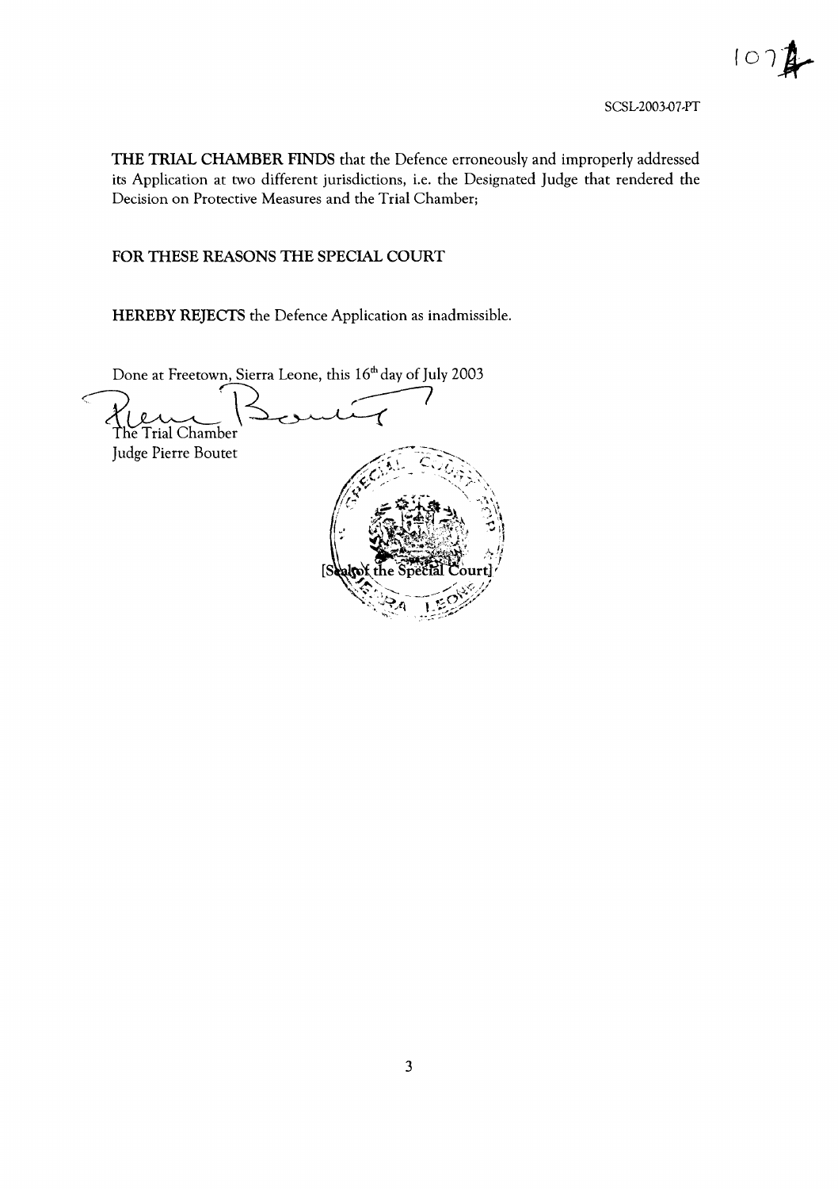SCSL-2003-07-PT

**THE TRIAL CHAMBER FINDS** that the Defence erroneously and improperly addressed its Application at two different jurisdictions, i.e. the Designated Judge that rendered the Decision on Protective Measures and the Trial Chamber;

**FOR THESE REASONS THE SPECIAL COURT**

**HEREBY REJECTS** the Defence Application as inadmissible.

Done at Freetown, Sierra Leone, this 16th day of July 2003

The Trial Chamber

Judge Pierre Boutet

[Seal of the Special Court]